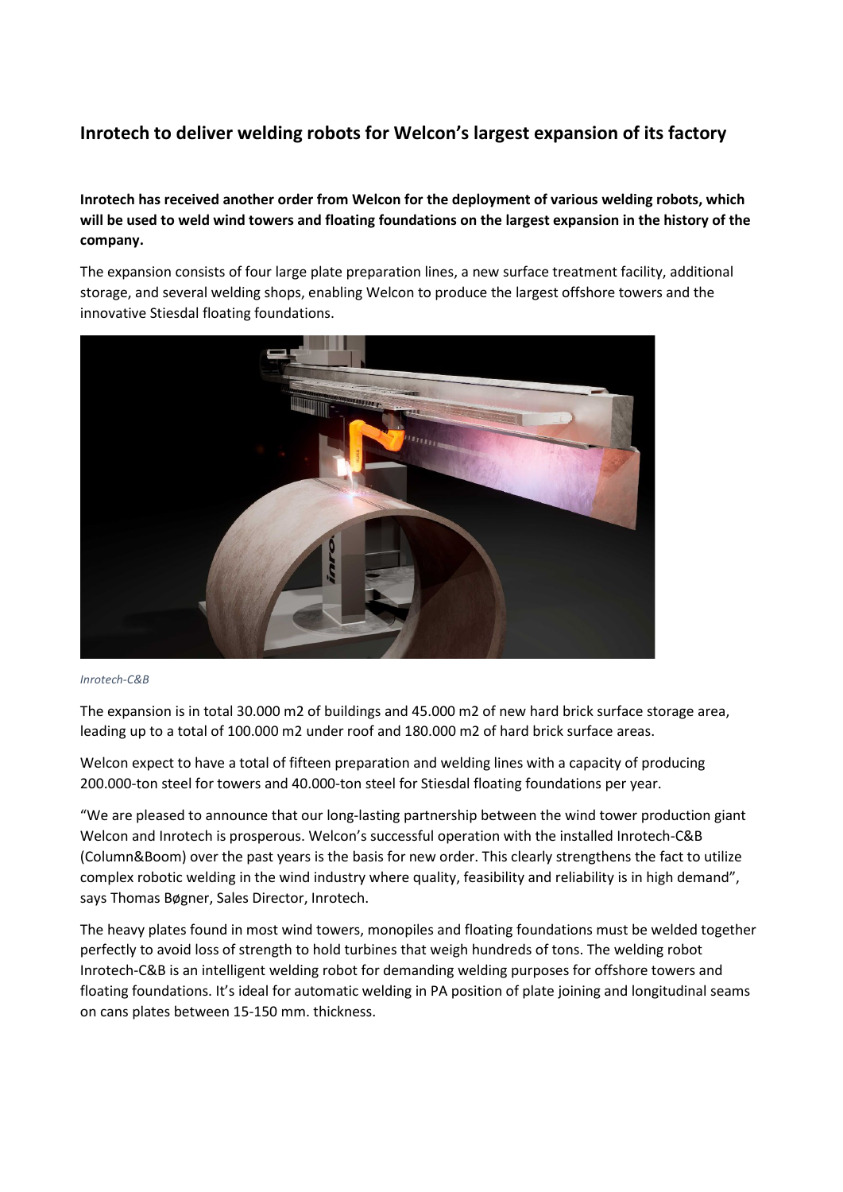## Inrotech to deliver welding robots for Welcon's largest expansion of its factory

**Inrotech has received another order from Welcon for the deployment of various welding robots, which will be used to weld wind towers and floating foundations on the largest expansion in the history of the company.**

The expansion consists of four large plate preparation lines, a new surface treatment facility, additional storage, and several welding shops, enabling Welcon to produce the largest offshore towers and the innovative Stiesdal floating foundations.

*Inrotech-C&B*

The expansion is in total 30.000 m2 of buildings and 45.000 m2 of new hard brick surface storage area, leading up to a total of 100.000 m2 under roof and 180.000 m2 of hard brick surface areas.

Welcon expect to have a total of fifteen preparation and welding lines with a capacity of producing 200.000-ton steel for towers and 40.000-ton steel for Stiesdal floating foundations per year.

"We are pleased to announce that our long-lasting partnership between the wind tower production giant Welcon and Inrotech is prosperous. Welcon's successful operation with the installed Inrotech-C&B (Column&Boom) over the past years is the basis for new order. This clearly strengthens the fact to utilize complex robotic welding in the wind industry where quality, feasibility and reliability is in high demand", says Thomas Bøgner, Sales Director, Inrotech.

The heavy plates found in most wind towers, monopiles and floating foundations must be welded together perfectly to avoid loss of strength to hold turbines that weigh hundreds of tons. The welding robot Inrotech-C&B is an intelligent welding robot for demanding welding purposes for offshore towers and floating foundations. It's ideal for automatic welding in PA position of plate joining and longitudinal seams on cans plates between 15-150 mm. thickness.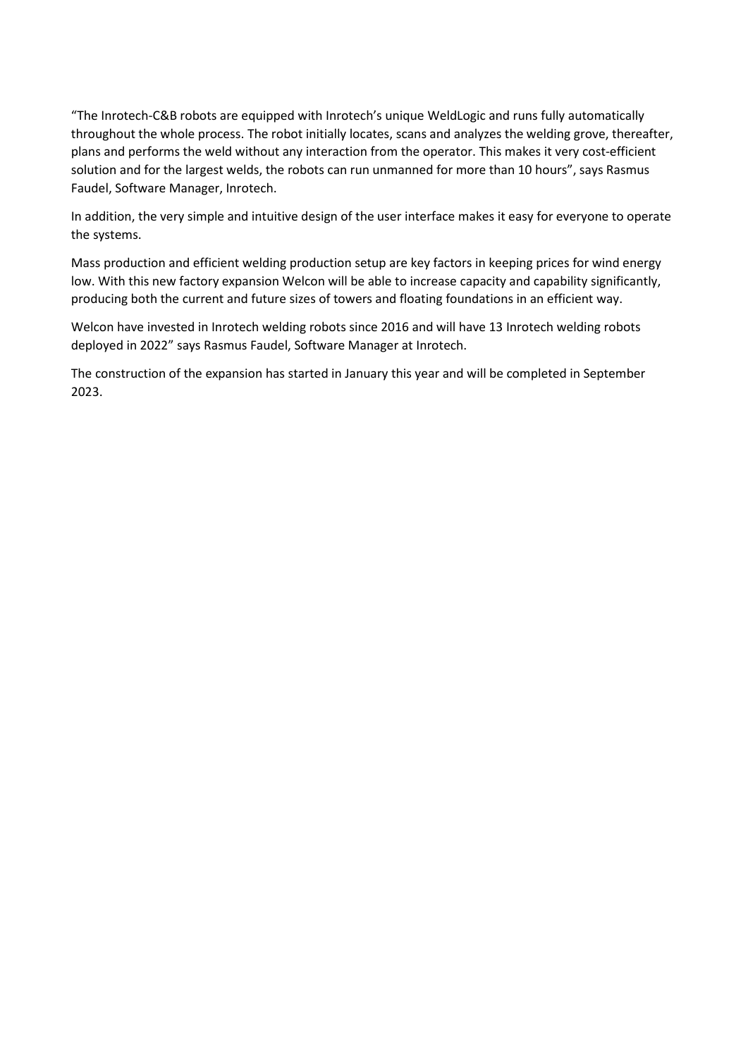"The Inrotech-C&B robots are equipped with Inrotech's unique WeldLogic and runs fully automatically throughout the whole process. The robot initially locates, scans and analyzes the welding grove, thereafter, plans and performs the weld without any interaction from the operator. This makes it very cost-efficient solution and for the largest welds, the robots can run unmanned for more than 10 hours", says Rasmus Faudel, Software Manager, Inrotech.

In addition, the very simple and intuitive design of the user interface makes it easy for everyone to operate the systems.

Mass production and efficient welding production setup are key factors in keeping prices for wind energy low. With this new factory expansion Welcon will be able to increase capacity and capability significantly, producing both the current and future sizes of towers and floating foundations in an efficient way.

Welcon have invested in Inrotech welding robots since 2016 and will have 13 Inrotech welding robots deployed in 2022" says Rasmus Faudel, Software Manager at Inrotech.

The construction of the expansion has started in January this year and will be completed in September 2023.